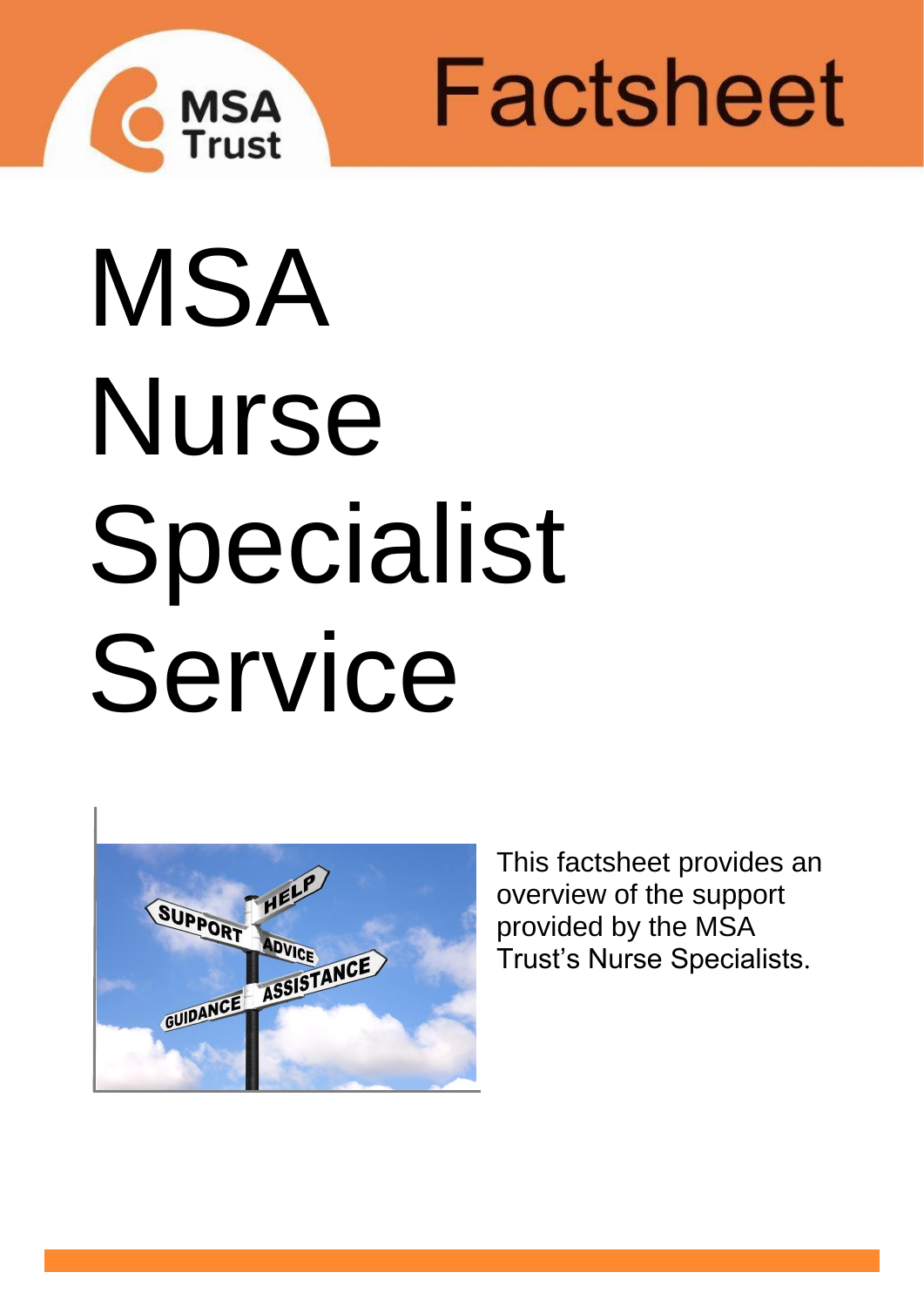# Factsheet

# MSA Nurse Specialist Service

This factsheet provides an overview of the support provided by the MSA Trust's Nurse Specialists.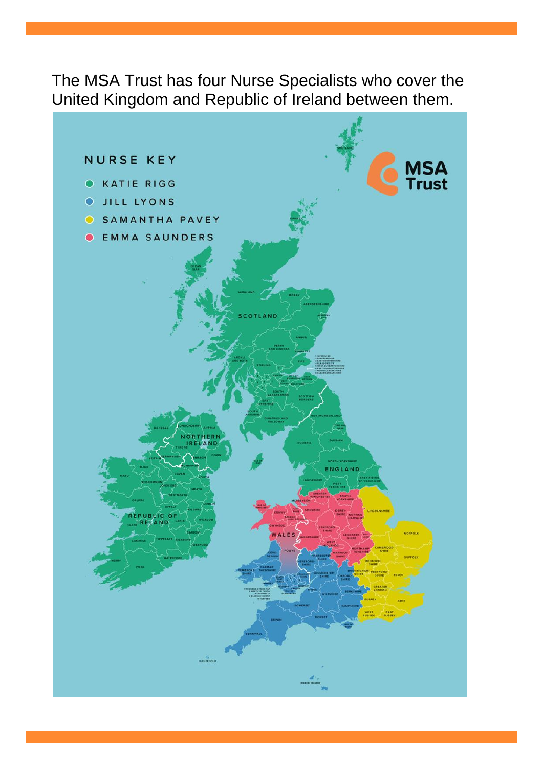The MSA Trust has four Nurse Specialists who cover the United Kingdom and Republic of Ireland between them.

NURSE KEY

- KATIE RIGG
- JILL LYONS
- SAMANTHA PAVEY
- EMMA SAUNDERS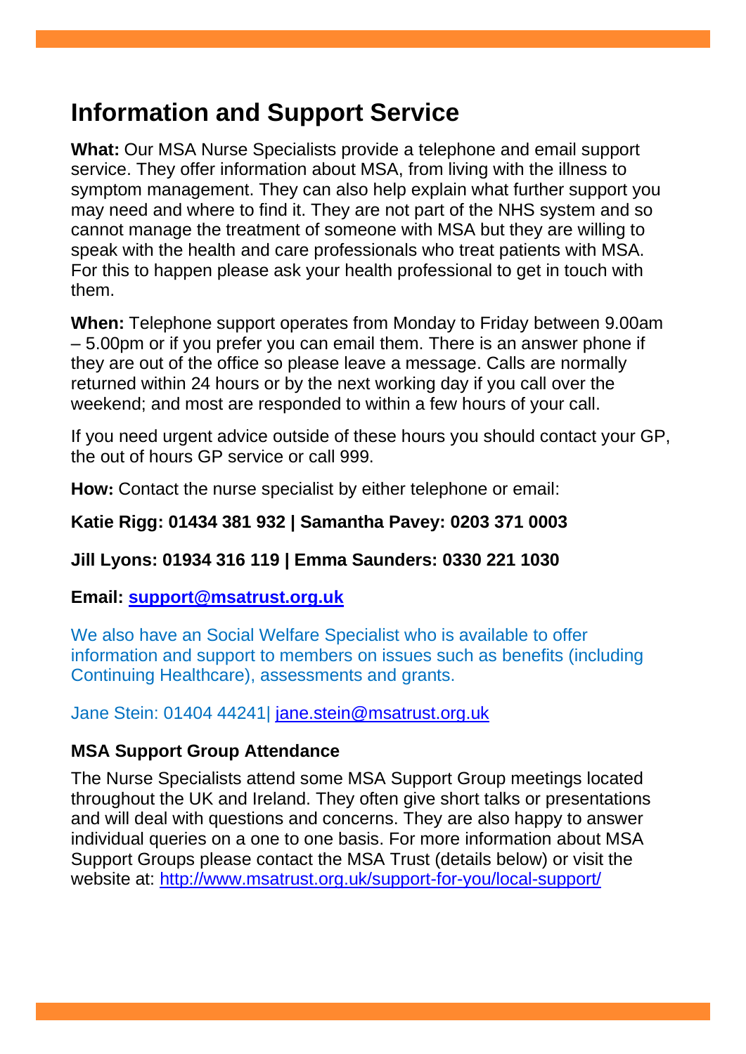# Information and Support Service

**What:** Our MSA Nurse Specialists provide a telephone and email support service. They offer information about MSA, from living with the illness to symptom management. They can also help explain what further support you may need and where to find it. They are not part of the NHS system and so cannot manage the treatment of someone with MSA but they are willing to speak with the health and care professionals who treat patients with MSA. For this to happen please ask your health professional to get in touch with them.

**When:** Telephone support operates from Monday to Friday between 9.00am – 5.00pm or if you prefer you can email them. There is an answer phone if they are out of the office so please leave a message. Calls are normally returned within 24 hours or by the next working day if you call over the weekend; and most are responded to within a few hours of your call.

If you need urgent advice outside of these hours you should contact your GP, the out of hours GP service or call 999.

**How:** Contact the nurse specialist by either telephone or email:

**Katie Rigg: 01434 381 932 | Samantha Pavey: 0203 371 0003**

**Jill Lyons: 01934 316 119 | Emma Saunders: 0330 221 1030**

**Email: [support@msatrust.org.uk](mailto:support@msatrust.org.uk)**

We also have an Social Welfare Specialist who is available to offer information and support to members on issues such as benefits (including Continuing Healthcare), assessments and grants.

Jane Stein: 01404 44241| [jane.stein@msatrust.org.uk](mailto:jane.stein@msatrust.org.uk)

### MSA Support Group Attendance

The Nurse Specialists attend some MSA Support Group meetings located throughout the UK and Ireland. They often give short talks or presentations and will deal with questions and concerns. They are also happy to answer individual queries on a one to one basis. For more information about MSA Support Groups please contact the MSA Trust (details below) or visit the website at: [http://www.msatrust.org.uk/support-for-you/local-support/](http://www.msatrust.org.uk/support-for-you/local-support/)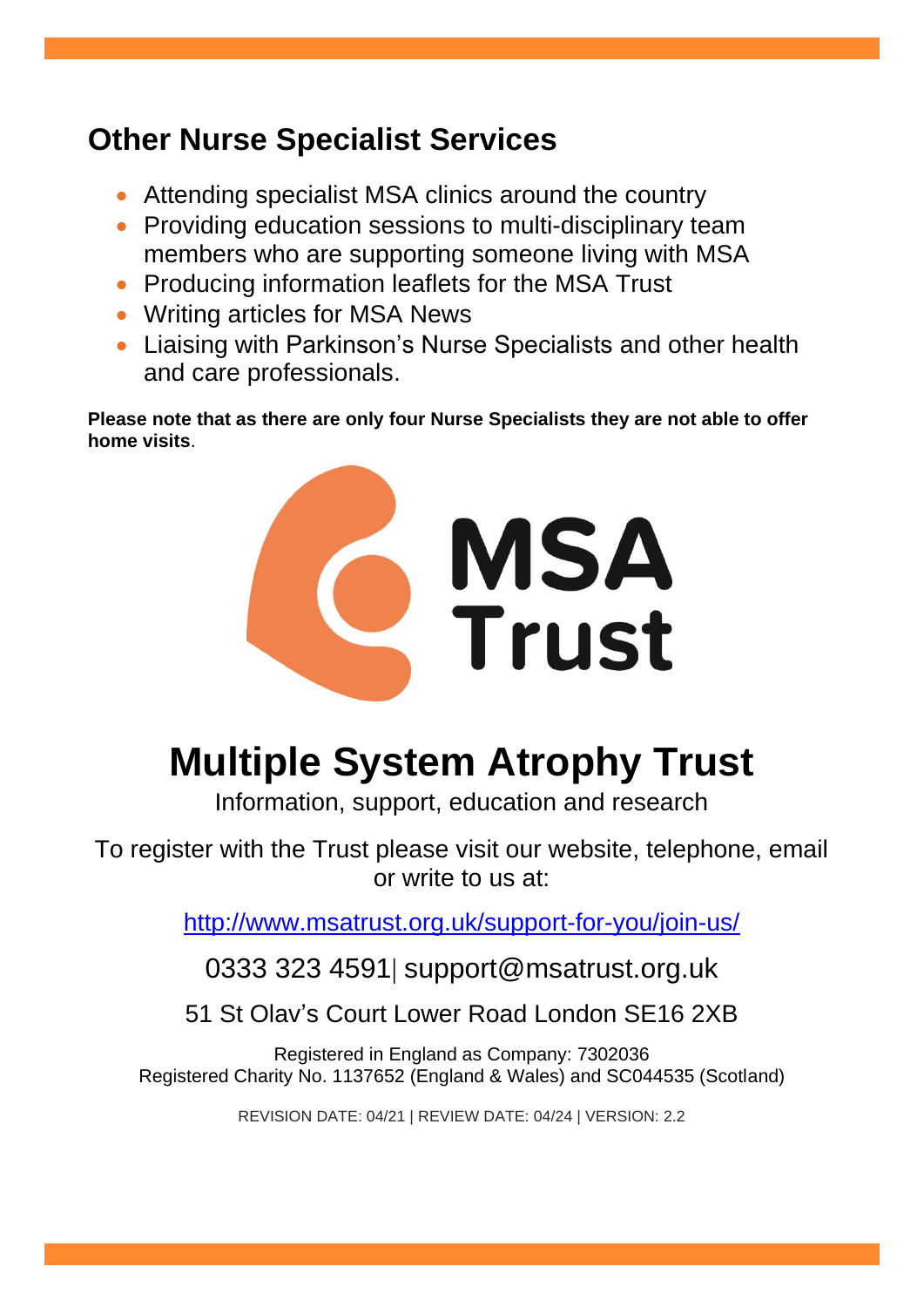## Other Nurse Specialist Services

- Attending specialist MSA clinics around the country
- Providing education sessions to multi-disciplinary team members who are supporting someone living with MSA
- Producing information leaflets for the MSA Trust
- Writing articles for MSA News
- Liaising with Parkinson's Nurse Specialists and other health and care professionals.

**Please note that as there are only four Nurse Specialists they are not able to offer home visits**.

MSA Trust

# Multiple System Atrophy Trust

Information, support, education and research

To register with the Trust please visit our website, telephone, email or write to us at:

http://www.msatrust.org.uk/support-for-you/join-us/

0333 323 4591| support@msatrust.org.uk

51 St Olav's Court Lower Road London SE16 2XB

Registered in England as Company: 7302036
Registered Charity No. 1137652 (England & Wales) and SC044535 (Scotland)

REVISION DATE: 04/21 | REVIEW DATE: 04/24 | VERSION: 2.2